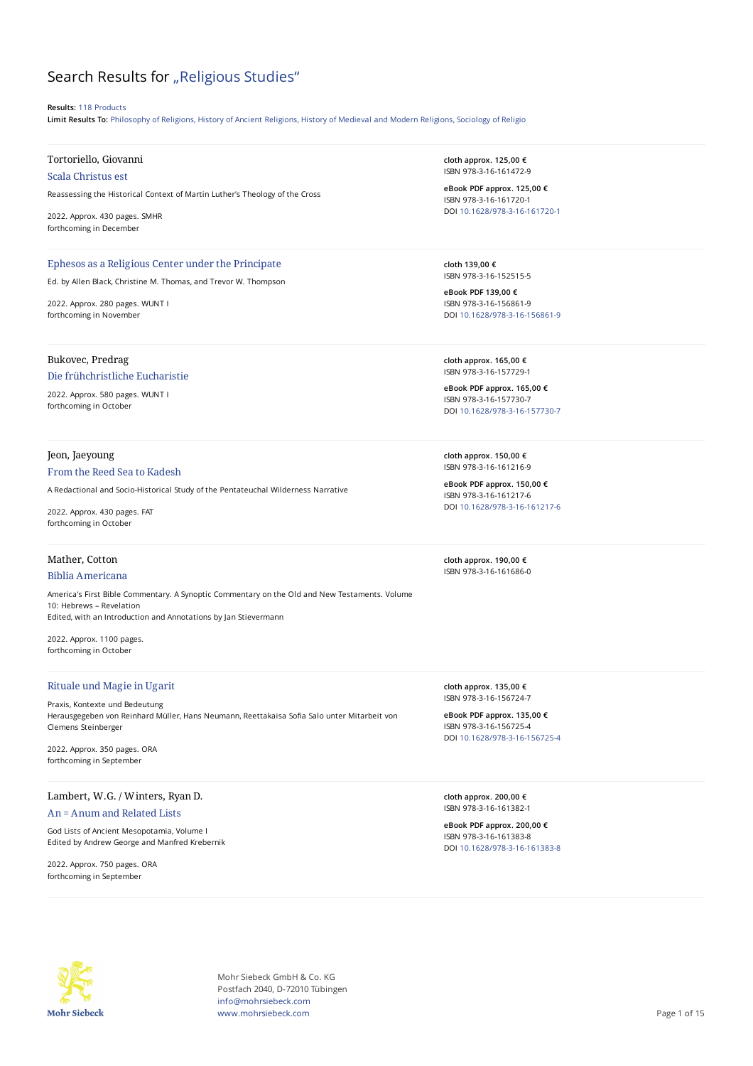# Search Results for „Religious Studies"

**Results:** 118 Products

**Limit Results To:** Philosophy of Religions, History of Ancient Religions, History of Medieval and Modern Religions, Sociology of Religio

---

Tortoriello, Giovanni

**Scala Christus est**

Reassessing the Historical Context of Martin Luther's Theology of the Cross

2022. Approx. 430 pages. SMHR
forthcoming in December

**cloth approx. 125,00 €**
ISBN 978-3-16-161472-9

**eBook PDF approx. 125,00 €**
ISBN 978-3-16-161720-1
DOI 10.1628/978-3-16-161720-1

---

**Ephesos as a Religious Center under the Principate**

Ed. by Allen Black, Christine M. Thomas, and Trevor W. Thompson

2022. Approx. 280 pages. WUNT I
forthcoming in November

**cloth 139,00 €**
ISBN 978-3-16-152515-5

**eBook PDF 139,00 €**
ISBN 978-3-16-156861-9
DOI 10.1628/978-3-16-156861-9

---

Bukovec, Predrag

**Die frühchristliche Eucharistie**

2022. Approx. 580 pages. WUNT I
forthcoming in October

**cloth approx. 165,00 €**
ISBN 978-3-16-157729-1

**eBook PDF approx. 165,00 €**
ISBN 978-3-16-157730-7
DOI 10.1628/978-3-16-157730-7

---

Jeon, Jaeyoung

**From the Reed Sea to Kadesh**

A Redactional and Socio-Historical Study of the Pentateuchal Wilderness Narrative

2022. Approx. 430 pages. FAT
forthcoming in October

**cloth approx. 150,00 €**
ISBN 978-3-16-161216-9

**eBook PDF approx. 150,00 €**
ISBN 978-3-16-161217-6
DOI 10.1628/978-3-16-161217-6

---

Mather, Cotton

**Biblia Americana**

America's First Bible Commentary. A Synoptic Commentary on the Old and New Testaments. Volume 10: Hebrews – Revelation
Edited, with an Introduction and Annotations by Jan Stievermann

2022. Approx. 1100 pages.
forthcoming in October

**cloth approx. 190,00 €**
ISBN 978-3-16-161686-0

---

**Rituale und Magie in Ugarit**

Praxis, Kontexte und Bedeutung
Herausgegeben von Reinhard Müller, Hans Neumann, Reettakaisa Sofia Salo unter Mitarbeit von Clemens Steinberger

2022. Approx. 350 pages. ORA
forthcoming in September

**cloth approx. 135,00 €**
ISBN 978-3-16-156724-7

**eBook PDF approx. 135,00 €**
ISBN 978-3-16-156725-4
DOI 10.1628/978-3-16-156725-4

---

Lambert, W.G. / Winters, Ryan D.

**An = Anum and Related Lists**

God Lists of Ancient Mesopotamia, Volume I
Edited by Andrew George and Manfred Krebernik

2022. Approx. 750 pages. ORA
forthcoming in September

**cloth approx. 200,00 €**
ISBN 978-3-16-161382-1

**eBook PDF approx. 200,00 €**
ISBN 978-3-16-161383-8
DOI 10.1628/978-3-16-161383-8

---

Mohr Siebeck GmbH & Co. KG
Postfach 2040, D-72010 Tübingen
info@mohrsiebeck.com
www.mohrsiebeck.com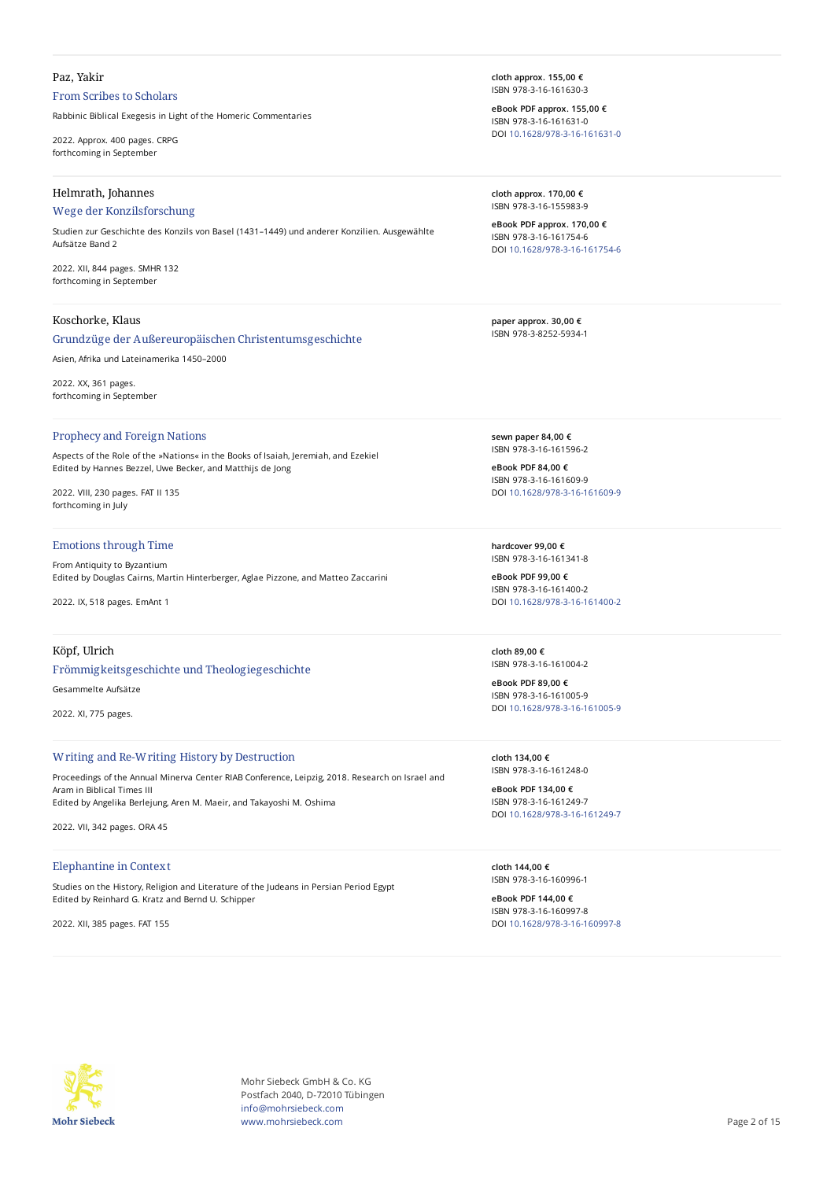Paz, Yakir

### From Scribes to Scholars

Rabbinic Biblical Exegesis in Light of the Homeric Commentaries

2022. Approx. 400 pages. CRPG
forthcoming in September

**cloth approx. 155,00 €**
ISBN 978-3-16-161630-3

**eBook PDF approx. 155,00 €**
ISBN 978-3-16-161631-0
DOI 10.1628/978-3-16-161631-0

---

Helmrath, Johannes

### Wege der Konzilsforschung

Studien zur Geschichte des Konzils von Basel (1431–1449) und anderer Konzilien. Ausgewählte Aufsätze Band 2

2022. XII, 844 pages. SMHR 132
forthcoming in September

**cloth approx. 170,00 €**
ISBN 978-3-16-155983-9

**eBook PDF approx. 170,00 €**
ISBN 978-3-16-161754-6
DOI 10.1628/978-3-16-161754-6

---

Koschorke, Klaus

### Grundzüge der Außereuropäischen Christentumsgeschichte

Asien, Afrika und Lateinamerika 1450–2000

2022. XX, 361 pages.
forthcoming in September

**paper approx. 30,00 €**
ISBN 978-3-8252-5934-1

---

### Prophecy and Foreign Nations

Aspects of the Role of the »Nations« in the Books of Isaiah, Jeremiah, and Ezekiel
Edited by Hannes Bezzel, Uwe Becker, and Matthijs de Jong

2022. VIII, 230 pages. FAT II 135
forthcoming in July

**sewn paper 84,00 €**
ISBN 978-3-16-161596-2

**eBook PDF 84,00 €**
ISBN 978-3-16-161609-9
DOI 10.1628/978-3-16-161609-9

---

### Emotions through Time

From Antiquity to Byzantium
Edited by Douglas Cairns, Martin Hinterberger, Aglae Pizzone, and Matteo Zaccarini

2022. IX, 518 pages. EmAnt 1

**hardcover 99,00 €**
ISBN 978-3-16-161341-8

**eBook PDF 99,00 €**
ISBN 978-3-16-161400-2
DOI 10.1628/978-3-16-161400-2

---

Köpf, Ulrich

### Frömmigkeitsgeschichte und Theologiegeschichte

Gesammelte Aufsätze

2022. XI, 775 pages.

**cloth 89,00 €**
ISBN 978-3-16-161004-2

**eBook PDF 89,00 €**
ISBN 978-3-16-161005-9
DOI 10.1628/978-3-16-161005-9

---

### Writing and Re-Writing History by Destruction

Proceedings of the Annual Minerva Center RIAB Conference, Leipzig, 2018. Research on Israel and Aram in Biblical Times III
Edited by Angelika Berlejung, Aren M. Maeir, and Takayoshi M. Oshima

2022. VII, 342 pages. ORA 45

**cloth 134,00 €**
ISBN 978-3-16-161248-0

**eBook PDF 134,00 €**
ISBN 978-3-16-161249-7
DOI 10.1628/978-3-16-161249-7

---

### Elephantine in Context

Studies on the History, Religion and Literature of the Judeans in Persian Period Egypt
Edited by Reinhard G. Kratz and Bernd U. Schipper

2022. XII, 385 pages. FAT 155

**cloth 144,00 €**
ISBN 978-3-16-160996-1

**eBook PDF 144,00 €**
ISBN 978-3-16-160997-8
DOI 10.1628/978-3-16-160997-8

---

Mohr Siebeck GmbH & Co. KG
Postfach 2040, D-72010 Tübingen
info@mohrsiebeck.com
www.mohrsiebeck.com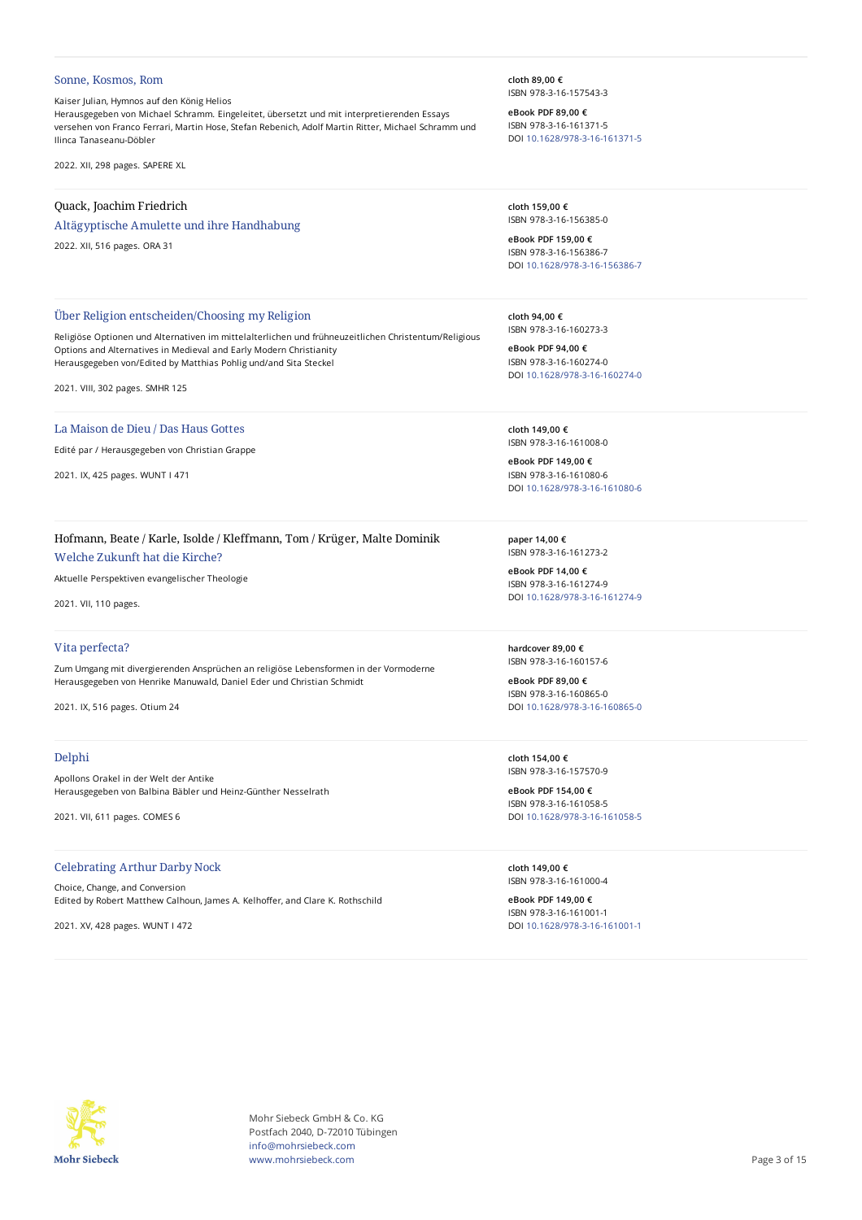## Sonne, Kosmos, Rom

Kaiser Julian, Hymnos auf den König Helios
Herausgegeben von Michael Schramm. Eingeleitet, übersetzt und mit interpretierenden Essays versehen von Franco Ferrari, Martin Hose, Stefan Rebenich, Adolf Martin Ritter, Michael Schramm und Ilinca Tanaseanu-Döbler

2022. XII, 298 pages. SAPERE XL

**cloth 89,00 €**
ISBN 978-3-16-157543-3

**eBook PDF 89,00 €**
ISBN 978-3-16-161371-5
DOI 10.1628/978-3-16-161371-5

---

Quack, Joachim Friedrich

## Altägyptische Amulette und ihre Handhabung

2022. XII, 516 pages. ORA 31

**cloth 159,00 €**
ISBN 978-3-16-156385-0

**eBook PDF 159,00 €**
ISBN 978-3-16-156386-7
DOI 10.1628/978-3-16-156386-7

---

## Über Religion entscheiden/Choosing my Religion

Religiöse Optionen und Alternativen im mittelalterlichen und frühneuzeitlichen Christentum/Religious Options and Alternatives in Medieval and Early Modern Christianity
Herausgegeben von/Edited by Matthias Pohlig und/and Sita Steckel

2021. VIII, 302 pages. SMHR 125

**cloth 94,00 €**
ISBN 978-3-16-160273-3

**eBook PDF 94,00 €**
ISBN 978-3-16-160274-0
DOI 10.1628/978-3-16-160274-0

---

## La Maison de Dieu / Das Haus Gottes

Edité par / Herausgegeben von Christian Grappe

2021. IX, 425 pages. WUNT I 471

**cloth 149,00 €**
ISBN 978-3-16-161008-0

**eBook PDF 149,00 €**
ISBN 978-3-16-161080-6
DOI 10.1628/978-3-16-161080-6

---

Hofmann, Beate / Karle, Isolde / Kleffmann, Tom / Krüger, Malte Dominik

## Welche Zukunft hat die Kirche?

Aktuelle Perspektiven evangelischer Theologie

2021. VII, 110 pages.

**paper 14,00 €**
ISBN 978-3-16-161273-2

**eBook PDF 14,00 €**
ISBN 978-3-16-161274-9
DOI 10.1628/978-3-16-161274-9

---

## Vita perfecta?

Zum Umgang mit divergierenden Ansprüchen an religiöse Lebensformen in der Vormoderne
Herausgegeben von Henrike Manuwald, Daniel Eder und Christian Schmidt

2021. IX, 516 pages. Otium 24

**hardcover 89,00 €**
ISBN 978-3-16-160157-6

**eBook PDF 89,00 €**
ISBN 978-3-16-160865-0
DOI 10.1628/978-3-16-160865-0

---

## Delphi

Apollons Orakel in der Welt der Antike
Herausgegeben von Balbina Bäbler und Heinz-Günther Nesselrath

2021. VII, 611 pages. COMES 6

**cloth 154,00 €**
ISBN 978-3-16-157570-9

**eBook PDF 154,00 €**
ISBN 978-3-16-161058-5
DOI 10.1628/978-3-16-161058-5

---

## Celebrating Arthur Darby Nock

Choice, Change, and Conversion
Edited by Robert Matthew Calhoun, James A. Kelhoffer, and Clare K. Rothschild

2021. XV, 428 pages. WUNT I 472

**cloth 149,00 €**
ISBN 978-3-16-161000-4

**eBook PDF 149,00 €**
ISBN 978-3-16-161001-1
DOI 10.1628/978-3-16-161001-1

---

Mohr Siebeck GmbH & Co. KG
Postfach 2040, D-72010 Tübingen
info@mohrsiebeck.com
www.mohrsiebeck.com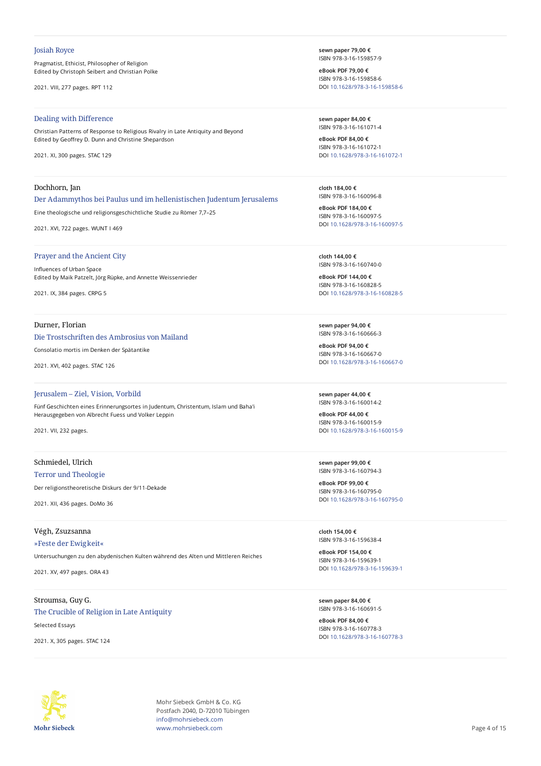### Josiah Royce

Pragmatist, Ethicist, Philosopher of Religion
Edited by Christoph Seibert and Christian Polke

2021. VIII, 277 pages. RPT 112

**sewn paper 79,00 €**
ISBN 978-3-16-159857-9

**eBook PDF 79,00 €**
ISBN 978-3-16-159858-6
DOI 10.1628/978-3-16-159858-6

---

### Dealing with Difference

Christian Patterns of Response to Religious Rivalry in Late Antiquity and Beyond
Edited by Geoffrey D. Dunn and Christine Shepardson

2021. XI, 300 pages. STAC 129

**sewn paper 84,00 €**
ISBN 978-3-16-161071-4

**eBook PDF 84,00 €**
ISBN 978-3-16-161072-1
DOI 10.1628/978-3-16-161072-1

---

Dochhorn, Jan

### Der Adammythos bei Paulus und im hellenistischen Judentum Jerusalems

Eine theologische und religionsgeschichtliche Studie zu Römer 7,7–25

2021. XVI, 722 pages. WUNT I 469

**cloth 184,00 €**
ISBN 978-3-16-160096-8

**eBook PDF 184,00 €**
ISBN 978-3-16-160097-5
DOI 10.1628/978-3-16-160097-5

---

### Prayer and the Ancient City

Influences of Urban Space
Edited by Maik Patzelt, Jörg Rüpke, and Annette Weissenrieder

2021. IX, 384 pages. CRPG 5

**cloth 144,00 €**
ISBN 978-3-16-160740-0

**eBook PDF 144,00 €**
ISBN 978-3-16-160828-5
DOI 10.1628/978-3-16-160828-5

---

Durner, Florian

### Die Trostschriften des Ambrosius von Mailand

Consolatio mortis im Denken der Spätantike

2021. XVI, 402 pages. STAC 126

**sewn paper 94,00 €**
ISBN 978-3-16-160666-3

**eBook PDF 94,00 €**
ISBN 978-3-16-160667-0
DOI 10.1628/978-3-16-160667-0

---

### Jerusalem – Ziel, Vision, Vorbild

Fünf Geschichten eines Erinnerungsortes in Judentum, Christentum, Islam und Baha'i
Herausgegeben von Albrecht Fuess und Volker Leppin

2021. VII, 232 pages.

**sewn paper 44,00 €**
ISBN 978-3-16-160014-2

**eBook PDF 44,00 €**
ISBN 978-3-16-160015-9
DOI 10.1628/978-3-16-160015-9

---

Schmiedel, Ulrich

### Terror und Theologie

Der religionstheoretische Diskurs der 9/11-Dekade

2021. XII, 436 pages. DoMo 36

**sewn paper 99,00 €**
ISBN 978-3-16-160794-3

**eBook PDF 99,00 €**
ISBN 978-3-16-160795-0
DOI 10.1628/978-3-16-160795-0

---

Végh, Zsuzsanna

### »Feste der Ewigkeit«

Untersuchungen zu den abydenischen Kulten während des Alten und Mittleren Reiches

2021. XV, 497 pages. ORA 43

**cloth 154,00 €**
ISBN 978-3-16-159638-4

**eBook PDF 154,00 €**
ISBN 978-3-16-159639-1
DOI 10.1628/978-3-16-159639-1

---

Stroumsa, Guy G.

### The Crucible of Religion in Late Antiquity

Selected Essays

2021. X, 305 pages. STAC 124

**sewn paper 84,00 €**
ISBN 978-3-16-160691-5

**eBook PDF 84,00 €**
ISBN 978-3-16-160778-3
DOI 10.1628/978-3-16-160778-3

---

Mohr Siebeck GmbH & Co. KG
Postfach 2040, D-72010 Tübingen
info@mohrsiebeck.com
www.mohrsiebeck.com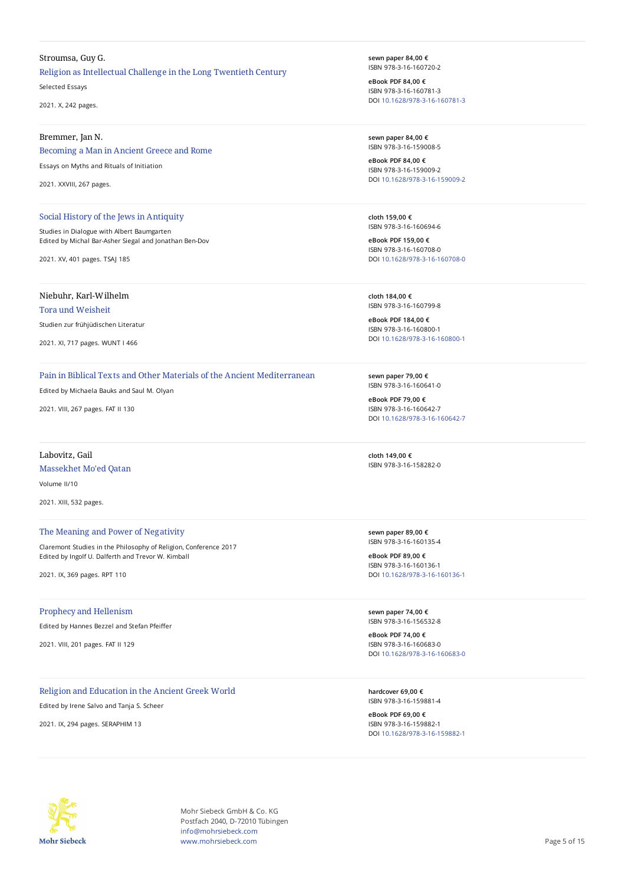Stroumsa, Guy G.

**Religion as Intellectual Challenge in the Long Twentieth Century**

Selected Essays

2021. X, 242 pages.

**sewn paper 84,00 €**
ISBN 978-3-16-160720-2

**eBook PDF 84,00 €**
ISBN 978-3-16-160781-3
DOI 10.1628/978-3-16-160781-3

---

Bremmer, Jan N.

**Becoming a Man in Ancient Greece and Rome**

Essays on Myths and Rituals of Initiation

2021. XXVIII, 267 pages.

**sewn paper 84,00 €**
ISBN 978-3-16-159008-5

**eBook PDF 84,00 €**
ISBN 978-3-16-159009-2
DOI 10.1628/978-3-16-159009-2

---

**Social History of the Jews in Antiquity**

Studies in Dialogue with Albert Baumgarten
Edited by Michal Bar-Asher Siegal and Jonathan Ben-Dov

2021. XV, 401 pages. TSAJ 185

**cloth 159,00 €**
ISBN 978-3-16-160694-6

**eBook PDF 159,00 €**
ISBN 978-3-16-160708-0
DOI 10.1628/978-3-16-160708-0

---

Niebuhr, Karl-Wilhelm

**Tora und Weisheit**

Studien zur frühjüdischen Literatur

2021. XI, 717 pages. WUNT I 466

**cloth 184,00 €**
ISBN 978-3-16-160799-8

**eBook PDF 184,00 €**
ISBN 978-3-16-160800-1
DOI 10.1628/978-3-16-160800-1

---

**Pain in Biblical Texts and Other Materials of the Ancient Mediterranean**

Edited by Michaela Bauks and Saul M. Olyan

2021. VIII, 267 pages. FAT II 130

**sewn paper 79,00 €**
ISBN 978-3-16-160641-0

**eBook PDF 79,00 €**
ISBN 978-3-16-160642-7
DOI 10.1628/978-3-16-160642-7

---

Labovitz, Gail

**Massekhet Mo'ed Qatan**

Volume II/10

2021. XIII, 532 pages.

**cloth 149,00 €**
ISBN 978-3-16-158282-0

---

**The Meaning and Power of Negativity**

Claremont Studies in the Philosophy of Religion, Conference 2017
Edited by Ingolf U. Dalferth and Trevor W. Kimball

2021. IX, 369 pages. RPT 110

**sewn paper 89,00 €**
ISBN 978-3-16-160135-4

**eBook PDF 89,00 €**
ISBN 978-3-16-160136-1
DOI 10.1628/978-3-16-160136-1

---

**Prophecy and Hellenism**

Edited by Hannes Bezzel and Stefan Pfeiffer

2021. VIII, 201 pages. FAT II 129

**sewn paper 74,00 €**
ISBN 978-3-16-156532-8

**eBook PDF 74,00 €**
ISBN 978-3-16-160683-0
DOI 10.1628/978-3-16-160683-0

---

**Religion and Education in the Ancient Greek World**

Edited by Irene Salvo and Tanja S. Scheer

2021. IX, 294 pages. SERAPHIM 13

**hardcover 69,00 €**
ISBN 978-3-16-159881-4

**eBook PDF 69,00 €**
ISBN 978-3-16-159882-1
DOI 10.1628/978-3-16-159882-1

---

Mohr Siebeck GmbH & Co. KG
Postfach 2040, D-72010 Tübingen
info@mohrsiebeck.com
www.mohrsiebeck.com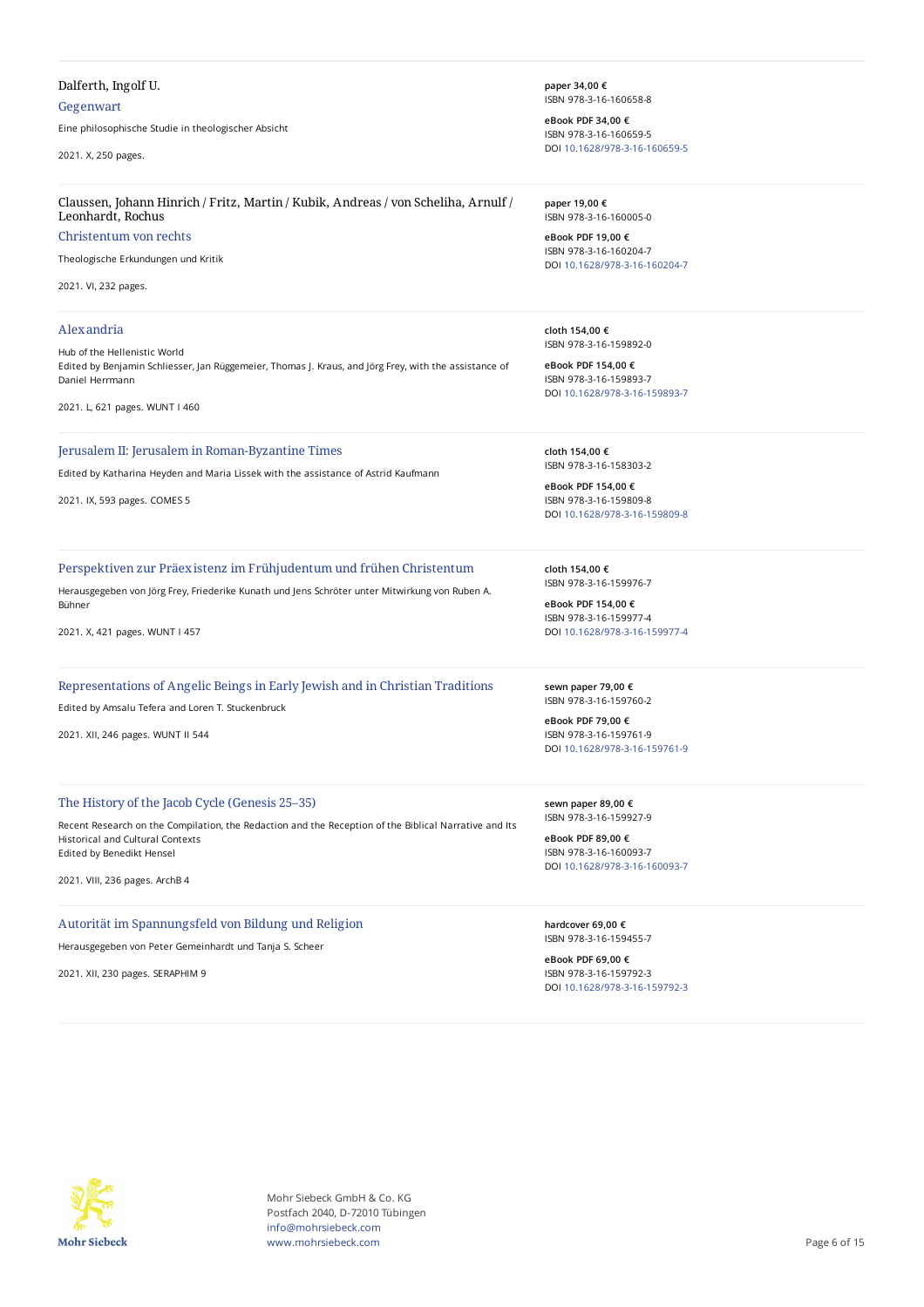Dalferth, Ingolf U.

### Gegenwart

Eine philosophische Studie in theologischer Absicht

2021. X, 250 pages.

**paper 34,00 €**
ISBN 978-3-16-160658-8

**eBook PDF 34,00 €**
ISBN 978-3-16-160659-5
DOI 10.1628/978-3-16-160659-5

---

Claussen, Johann Hinrich / Fritz, Martin / Kubik, Andreas / von Scheliha, Arnulf / Leonhardt, Rochus

### Christentum von rechts

Theologische Erkundungen und Kritik

2021. VI, 232 pages.

**paper 19,00 €**
ISBN 978-3-16-160005-0

**eBook PDF 19,00 €**
ISBN 978-3-16-160204-7
DOI 10.1628/978-3-16-160204-7

---

### Alexandria

Hub of the Hellenistic World
Edited by Benjamin Schliesser, Jan Rüggemeier, Thomas J. Kraus, and Jörg Frey, with the assistance of Daniel Herrmann

2021. L, 621 pages. WUNT I 460

**cloth 154,00 €**
ISBN 978-3-16-159892-0

**eBook PDF 154,00 €**
ISBN 978-3-16-159893-7
DOI 10.1628/978-3-16-159893-7

---

### Jerusalem II: Jerusalem in Roman-Byzantine Times

Edited by Katharina Heyden and Maria Lissek with the assistance of Astrid Kaufmann

2021. IX, 593 pages. COMES 5

**cloth 154,00 €**
ISBN 978-3-16-158303-2

**eBook PDF 154,00 €**
ISBN 978-3-16-159809-8
DOI 10.1628/978-3-16-159809-8

---

### Perspektiven zur Präexistenz im Frühjudentum und frühen Christentum

Herausgegeben von Jörg Frey, Friederike Kunath und Jens Schröter unter Mitwirkung von Ruben A. Bühner

2021. X, 421 pages. WUNT I 457

**cloth 154,00 €**
ISBN 978-3-16-159976-7

**eBook PDF 154,00 €**
ISBN 978-3-16-159977-4
DOI 10.1628/978-3-16-159977-4

---

### Representations of Angelic Beings in Early Jewish and in Christian Traditions

Edited by Amsalu Tefera and Loren T. Stuckenbruck

2021. XII, 246 pages. WUNT II 544

**sewn paper 79,00 €**
ISBN 978-3-16-159760-2

**eBook PDF 79,00 €**
ISBN 978-3-16-159761-9
DOI 10.1628/978-3-16-159761-9

---

### The History of the Jacob Cycle (Genesis 25–35)

Recent Research on the Compilation, the Redaction and the Reception of the Biblical Narrative and Its Historical and Cultural Contexts
Edited by Benedikt Hensel

2021. VIII, 236 pages. ArchB 4

**sewn paper 89,00 €**
ISBN 978-3-16-159927-9

**eBook PDF 89,00 €**
ISBN 978-3-16-160093-7
DOI 10.1628/978-3-16-160093-7

---

### Autorität im Spannungsfeld von Bildung und Religion

Herausgegeben von Peter Gemeinhardt und Tanja S. Scheer

2021. XII, 230 pages. SERAPHIM 9

**hardcover 69,00 €**
ISBN 978-3-16-159455-7

**eBook PDF 69,00 €**
ISBN 978-3-16-159792-3
DOI 10.1628/978-3-16-159792-3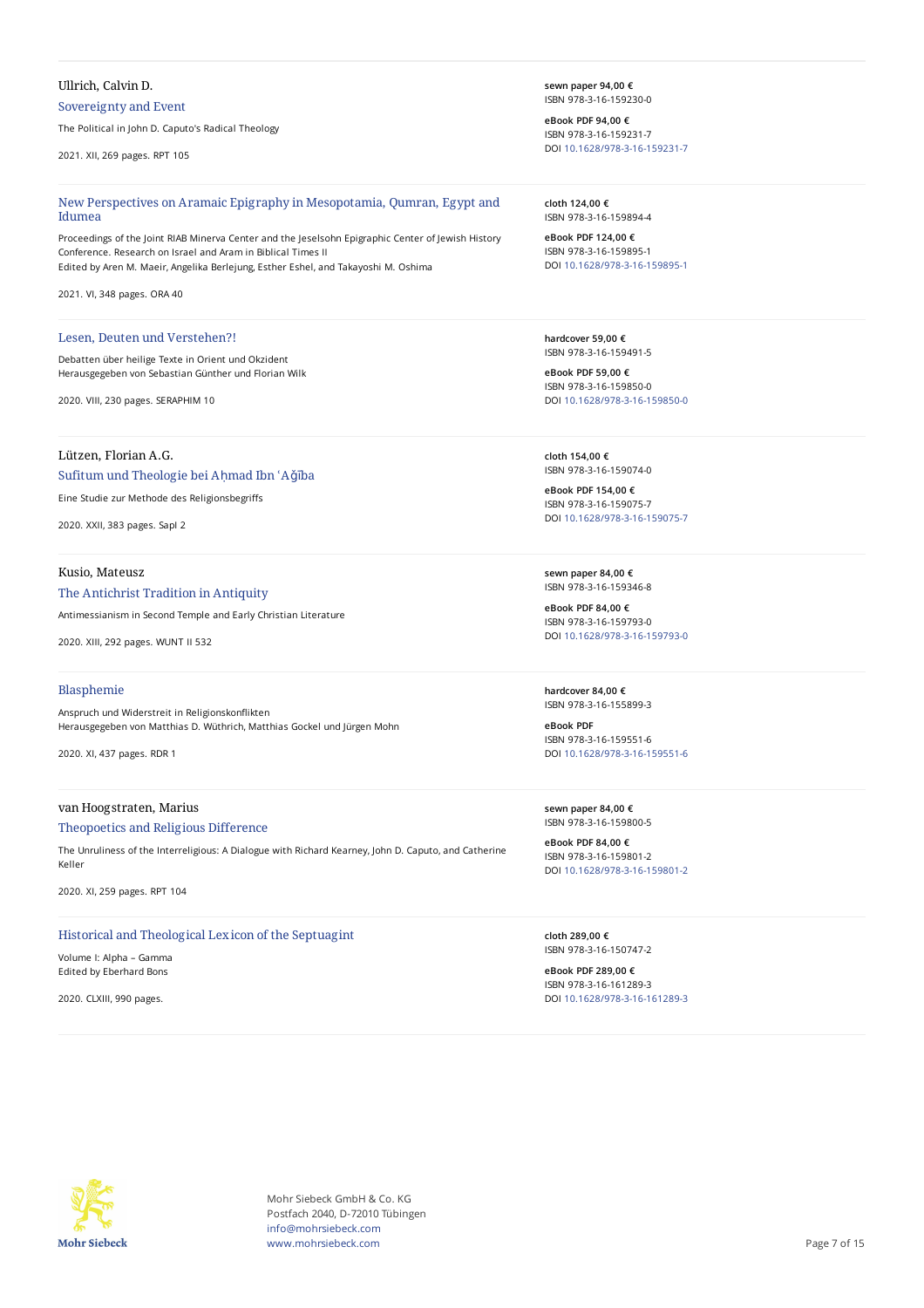Ullrich, Calvin D.

### Sovereignty and Event

The Political in John D. Caputo's Radical Theology

2021. XII, 269 pages. RPT 105

**sewn paper 94,00 €**
ISBN 978-3-16-159230-0

**eBook PDF 94,00 €**
ISBN 978-3-16-159231-7
DOI 10.1628/978-3-16-159231-7

---

### New Perspectives on Aramaic Epigraphy in Mesopotamia, Qumran, Egypt and Idumea

Proceedings of the Joint RIAB Minerva Center and the Jeselsohn Epigraphic Center of Jewish History Conference. Research on Israel and Aram in Biblical Times II
Edited by Aren M. Maeir, Angelika Berlejung, Esther Eshel, and Takayoshi M. Oshima

2021. VI, 348 pages. ORA 40

**cloth 124,00 €**
ISBN 978-3-16-159894-4

**eBook PDF 124,00 €**
ISBN 978-3-16-159895-1
DOI 10.1628/978-3-16-159895-1

---

### Lesen, Deuten und Verstehen?!

Debatten über heilige Texte in Orient und Okzident
Herausgegeben von Sebastian Günther und Florian Wilk

2020. VIII, 230 pages. SERAPHIM 10

**hardcover 59,00 €**
ISBN 978-3-16-159491-5

**eBook PDF 59,00 €**
ISBN 978-3-16-159850-0
DOI 10.1628/978-3-16-159850-0

---

Lützen, Florian A.G.

### Sufitum und Theologie bei Aḥmad Ibn ʿAǧība

Eine Studie zur Methode des Religionsbegriffs

2020. XXII, 383 pages. SapI 2

**cloth 154,00 €**
ISBN 978-3-16-159074-0

**eBook PDF 154,00 €**
ISBN 978-3-16-159075-7
DOI 10.1628/978-3-16-159075-7

---

Kusio, Mateusz

### The Antichrist Tradition in Antiquity

Antimessianism in Second Temple and Early Christian Literature

2020. XIII, 292 pages. WUNT II 532

**sewn paper 84,00 €**
ISBN 978-3-16-159346-8

**eBook PDF 84,00 €**
ISBN 978-3-16-159793-0
DOI 10.1628/978-3-16-159793-0

---

### Blasphemie

Anspruch und Widerstreit in Religionskonflikten
Herausgegeben von Matthias D. Wüthrich, Matthias Gockel und Jürgen Mohn

2020. XI, 437 pages. RDR 1

**hardcover 84,00 €**
ISBN 978-3-16-155899-3

**eBook PDF**
ISBN 978-3-16-159551-6
DOI 10.1628/978-3-16-159551-6

---

van Hoogstraten, Marius

### Theopoetics and Religious Difference

The Unruliness of the Interreligious: A Dialogue with Richard Kearney, John D. Caputo, and Catherine Keller

2020. XI, 259 pages. RPT 104

**sewn paper 84,00 €**
ISBN 978-3-16-159800-5

**eBook PDF 84,00 €**
ISBN 978-3-16-159801-2
DOI 10.1628/978-3-16-159801-2

---

### Historical and Theological Lexicon of the Septuagint

Volume I: Alpha – Gamma
Edited by Eberhard Bons

2020. CLXIII, 990 pages.

**cloth 289,00 €**
ISBN 978-3-16-150747-2

**eBook PDF 289,00 €**
ISBN 978-3-16-161289-3
DOI 10.1628/978-3-16-161289-3

---

Mohr Siebeck GmbH & Co. KG
Postfach 2040, D-72010 Tübingen
info@mohrsiebeck.com
www.mohrsiebeck.com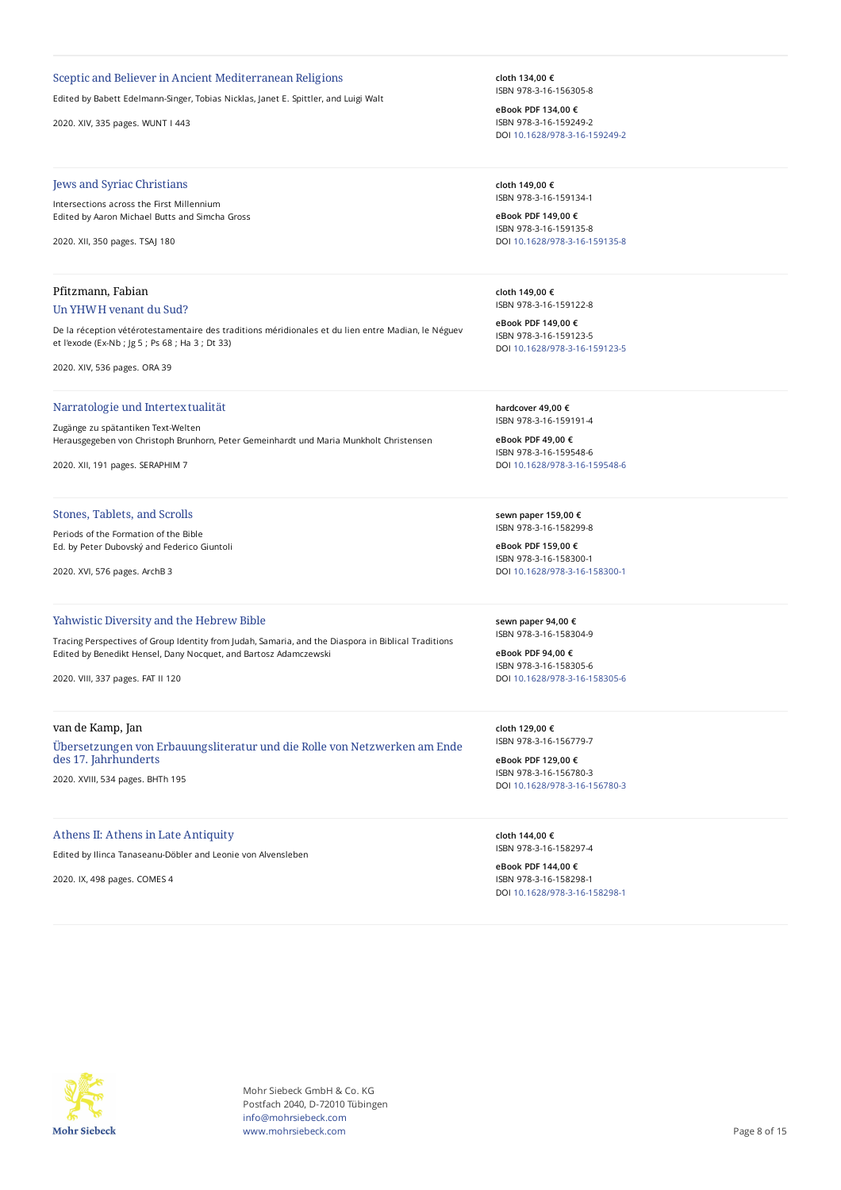### Sceptic and Believer in Ancient Mediterranean Religions

Edited by Babett Edelmann-Singer, Tobias Nicklas, Janet E. Spittler, and Luigi Walt

2020. XIV, 335 pages. WUNT I 443

**cloth 134,00 €**
ISBN 978-3-16-156305-8

**eBook PDF 134,00 €**
ISBN 978-3-16-159249-2
DOI 10.1628/978-3-16-159249-2

---

### Jews and Syriac Christians

Intersections across the First Millennium
Edited by Aaron Michael Butts and Simcha Gross

2020. XII, 350 pages. TSAJ 180

**cloth 149,00 €**
ISBN 978-3-16-159134-1

**eBook PDF 149,00 €**
ISBN 978-3-16-159135-8
DOI 10.1628/978-3-16-159135-8

---

Pfitzmann, Fabian

### Un YHWH venant du Sud?

De la réception vétérotestamentaire des traditions méridionales et du lien entre Madian, le Néguev et l'exode (Ex-Nb ; Jg 5 ; Ps 68 ; Ha 3 ; Dt 33)

2020. XIV, 536 pages. ORA 39

**cloth 149,00 €**
ISBN 978-3-16-159122-8

**eBook PDF 149,00 €**
ISBN 978-3-16-159123-5
DOI 10.1628/978-3-16-159123-5

---

### Narratologie und Intertextualität

Zugänge zu spätantiken Text-Welten
Herausgegeben von Christoph Brunhorn, Peter Gemeinhardt und Maria Munkholt Christensen

2020. XII, 191 pages. SERAPHIM 7

**hardcover 49,00 €**
ISBN 978-3-16-159191-4

**eBook PDF 49,00 €**
ISBN 978-3-16-159548-6
DOI 10.1628/978-3-16-159548-6

---

### Stones, Tablets, and Scrolls

Periods of the Formation of the Bible
Ed. by Peter Dubovský and Federico Giuntoli

2020. XVI, 576 pages. ArchB 3

**sewn paper 159,00 €**
ISBN 978-3-16-158299-8

**eBook PDF 159,00 €**
ISBN 978-3-16-158300-1
DOI 10.1628/978-3-16-158300-1

---

### Yahwistic Diversity and the Hebrew Bible

Tracing Perspectives of Group Identity from Judah, Samaria, and the Diaspora in Biblical Traditions
Edited by Benedikt Hensel, Dany Nocquet, and Bartosz Adamczewski

2020. VIII, 337 pages. FAT II 120

**sewn paper 94,00 €**
ISBN 978-3-16-158304-9

**eBook PDF 94,00 €**
ISBN 978-3-16-158305-6
DOI 10.1628/978-3-16-158305-6

---

van de Kamp, Jan

### Übersetzungen von Erbauungsliteratur und die Rolle von Netzwerken am Ende des 17. Jahrhunderts

2020. XVIII, 534 pages. BHTh 195

**cloth 129,00 €**
ISBN 978-3-16-156779-7

**eBook PDF 129,00 €**
ISBN 978-3-16-156780-3
DOI 10.1628/978-3-16-156780-3

---

### Athens II: Athens in Late Antiquity

Edited by Ilinca Tanaseanu-Döbler and Leonie von Alvensleben

2020. IX, 498 pages. COMES 4

**cloth 144,00 €**
ISBN 978-3-16-158297-4

**eBook PDF 144,00 €**
ISBN 978-3-16-158298-1
DOI 10.1628/978-3-16-158298-1

---

Mohr Siebeck GmbH & Co. KG
Postfach 2040, D-72010 Tübingen
info@mohrsiebeck.com
www.mohrsiebeck.com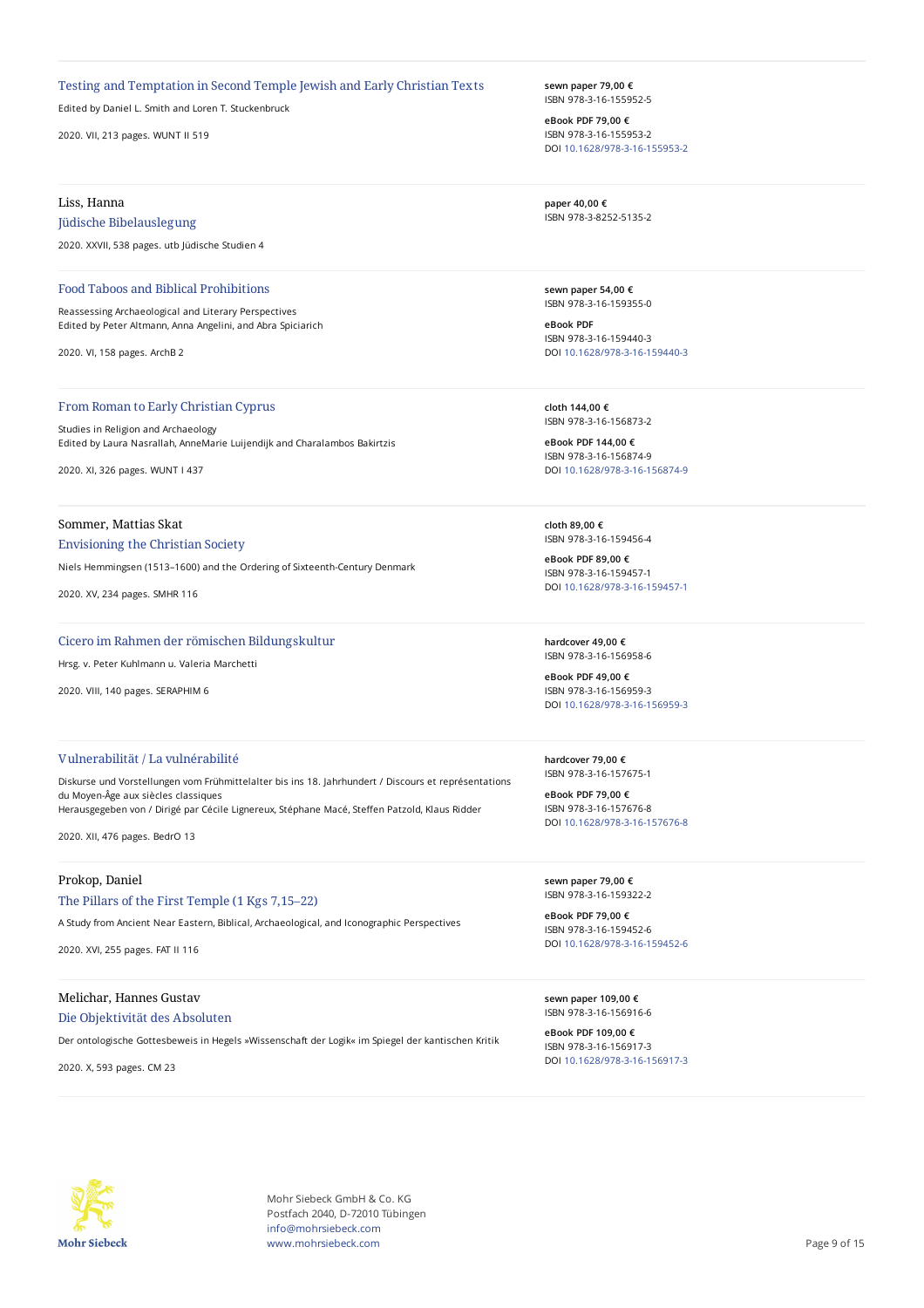### Testing and Temptation in Second Temple Jewish and Early Christian Texts

Edited by Daniel L. Smith and Loren T. Stuckenbruck

2020. VII, 213 pages. WUNT II 519

**sewn paper 79,00 €**
ISBN 978-3-16-155952-5

**eBook PDF 79,00 €**
ISBN 978-3-16-155953-2
DOI 10.1628/978-3-16-155953-2

---

Liss, Hanna

### Jüdische Bibelauslegung

2020. XXVII, 538 pages. utb Jüdische Studien 4

**paper 40,00 €**
ISBN 978-3-8252-5135-2

---

### Food Taboos and Biblical Prohibitions

Reassessing Archaeological and Literary Perspectives
Edited by Peter Altmann, Anna Angelini, and Abra Spiciarich

2020. VI, 158 pages. ArchB 2

**sewn paper 54,00 €**
ISBN 978-3-16-159355-0

**eBook PDF**
ISBN 978-3-16-159440-3
DOI 10.1628/978-3-16-159440-3

---

### From Roman to Early Christian Cyprus

Studies in Religion and Archaeology
Edited by Laura Nasrallah, AnneMarie Luijendijk and Charalambos Bakirtzis

2020. XI, 326 pages. WUNT I 437

**cloth 144,00 €**
ISBN 978-3-16-156873-2

**eBook PDF 144,00 €**
ISBN 978-3-16-156874-9
DOI 10.1628/978-3-16-156874-9

---

Sommer, Mattias Skat

### Envisioning the Christian Society

Niels Hemmingsen (1513–1600) and the Ordering of Sixteenth-Century Denmark

2020. XV, 234 pages. SMHR 116

**cloth 89,00 €**
ISBN 978-3-16-159456-4

**eBook PDF 89,00 €**
ISBN 978-3-16-159457-1
DOI 10.1628/978-3-16-159457-1

---

### Cicero im Rahmen der römischen Bildungskultur

Hrsg. v. Peter Kuhlmann u. Valeria Marchetti

2020. VIII, 140 pages. SERAPHIM 6

**hardcover 49,00 €**
ISBN 978-3-16-156958-6

**eBook PDF 49,00 €**
ISBN 978-3-16-156959-3
DOI 10.1628/978-3-16-156959-3

---

### Vulnerabilität / La vulnérabilité

Diskurse und Vorstellungen vom Frühmittelalter bis ins 18. Jahrhundert / Discours et représentations du Moyen-Âge aux siècles classiques
Herausgegeben von / Dirigé par Cécile Lignereux, Stéphane Macé, Steffen Patzold, Klaus Ridder

2020. XII, 476 pages. BedrO 13

**hardcover 79,00 €**
ISBN 978-3-16-157675-1

**eBook PDF 79,00 €**
ISBN 978-3-16-157676-8
DOI 10.1628/978-3-16-157676-8

---

Prokop, Daniel

### The Pillars of the First Temple (1 Kgs 7,15–22)

A Study from Ancient Near Eastern, Biblical, Archaeological, and Iconographic Perspectives

2020. XVI, 255 pages. FAT II 116

**sewn paper 79,00 €**
ISBN 978-3-16-159322-2

**eBook PDF 79,00 €**
ISBN 978-3-16-159452-6
DOI 10.1628/978-3-16-159452-6

---

Melichar, Hannes Gustav

### Die Objektivität des Absoluten

Der ontologische Gottesbeweis in Hegels »Wissenschaft der Logik« im Spiegel der kantischen Kritik

2020. X, 593 pages. CM 23

**sewn paper 109,00 €**
ISBN 978-3-16-156916-6

**eBook PDF 109,00 €**
ISBN 978-3-16-156917-3
DOI 10.1628/978-3-16-156917-3

---

Mohr Siebeck GmbH & Co. KG
Postfach 2040, D-72010 Tübingen
info@mohrsiebeck.com
www.mohrsiebeck.com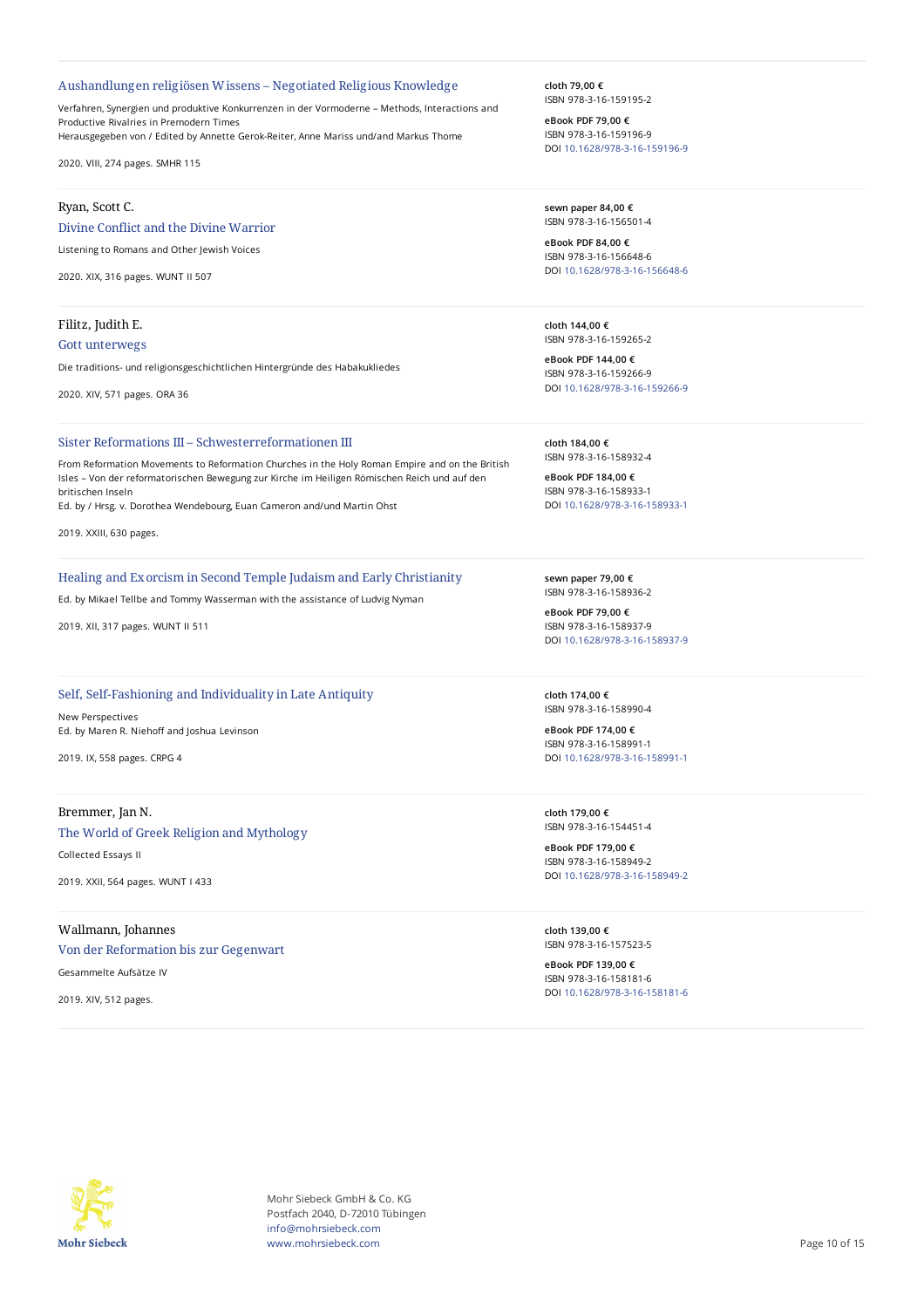### Aushandlungen religiösen Wissens – Negotiated Religious Knowledge

Verfahren, Synergien und produktive Konkurrenzen in der Vormoderne – Methods, Interactions and Productive Rivalries in Premodern Times
Herausgegeben von / Edited by Annette Gerok-Reiter, Anne Mariss und/and Markus Thome

2020. VIII, 274 pages. SMHR 115

**cloth 79,00 €**
ISBN 978-3-16-159195-2

**eBook PDF 79,00 €**
ISBN 978-3-16-159196-9
DOI 10.1628/978-3-16-159196-9

---

Ryan, Scott C.

### Divine Conflict and the Divine Warrior

Listening to Romans and Other Jewish Voices

2020. XIX, 316 pages. WUNT II 507

**sewn paper 84,00 €**
ISBN 978-3-16-156501-4

**eBook PDF 84,00 €**
ISBN 978-3-16-156648-6
DOI 10.1628/978-3-16-156648-6

---

Filitz, Judith E.

### Gott unterwegs

Die traditions- und religionsgeschichtlichen Hintergründe des Habakukliedes

2020. XIV, 571 pages. ORA 36

**cloth 144,00 €**
ISBN 978-3-16-159265-2

**eBook PDF 144,00 €**
ISBN 978-3-16-159266-9
DOI 10.1628/978-3-16-159266-9

---

### Sister Reformations III – Schwesterreformationen III

From Reformation Movements to Reformation Churches in the Holy Roman Empire and on the British Isles – Von der reformatorischen Bewegung zur Kirche im Heiligen Römischen Reich und auf den britischen Inseln
Ed. by / Hrsg. v. Dorothea Wendebourg, Euan Cameron and/und Martin Ohst

2019. XXIII, 630 pages.

**cloth 184,00 €**
ISBN 978-3-16-158932-4

**eBook PDF 184,00 €**
ISBN 978-3-16-158933-1
DOI 10.1628/978-3-16-158933-1

---

### Healing and Exorcism in Second Temple Judaism and Early Christianity

Ed. by Mikael Tellbe and Tommy Wasserman with the assistance of Ludvig Nyman

2019. XII, 317 pages. WUNT II 511

**sewn paper 79,00 €**
ISBN 978-3-16-158936-2

**eBook PDF 79,00 €**
ISBN 978-3-16-158937-9
DOI 10.1628/978-3-16-158937-9

---

### Self, Self-Fashioning and Individuality in Late Antiquity

New Perspectives
Ed. by Maren R. Niehoff and Joshua Levinson

2019. IX, 558 pages. CRPG 4

**cloth 174,00 €**
ISBN 978-3-16-158990-4

**eBook PDF 174,00 €**
ISBN 978-3-16-158991-1
DOI 10.1628/978-3-16-158991-1

---

Bremmer, Jan N.

### The World of Greek Religion and Mythology

Collected Essays II

2019. XXII, 564 pages. WUNT I 433

**cloth 179,00 €**
ISBN 978-3-16-154451-4

**eBook PDF 179,00 €**
ISBN 978-3-16-158949-2
DOI 10.1628/978-3-16-158949-2

---

Wallmann, Johannes

### Von der Reformation bis zur Gegenwart

Gesammelte Aufsätze IV

2019. XIV, 512 pages.

**cloth 139,00 €**
ISBN 978-3-16-157523-5

**eBook PDF 139,00 €**
ISBN 978-3-16-158181-6
DOI 10.1628/978-3-16-158181-6

---

Mohr Siebeck GmbH & Co. KG
Postfach 2040, D-72010 Tübingen
info@mohrsiebeck.com
www.mohrsiebeck.com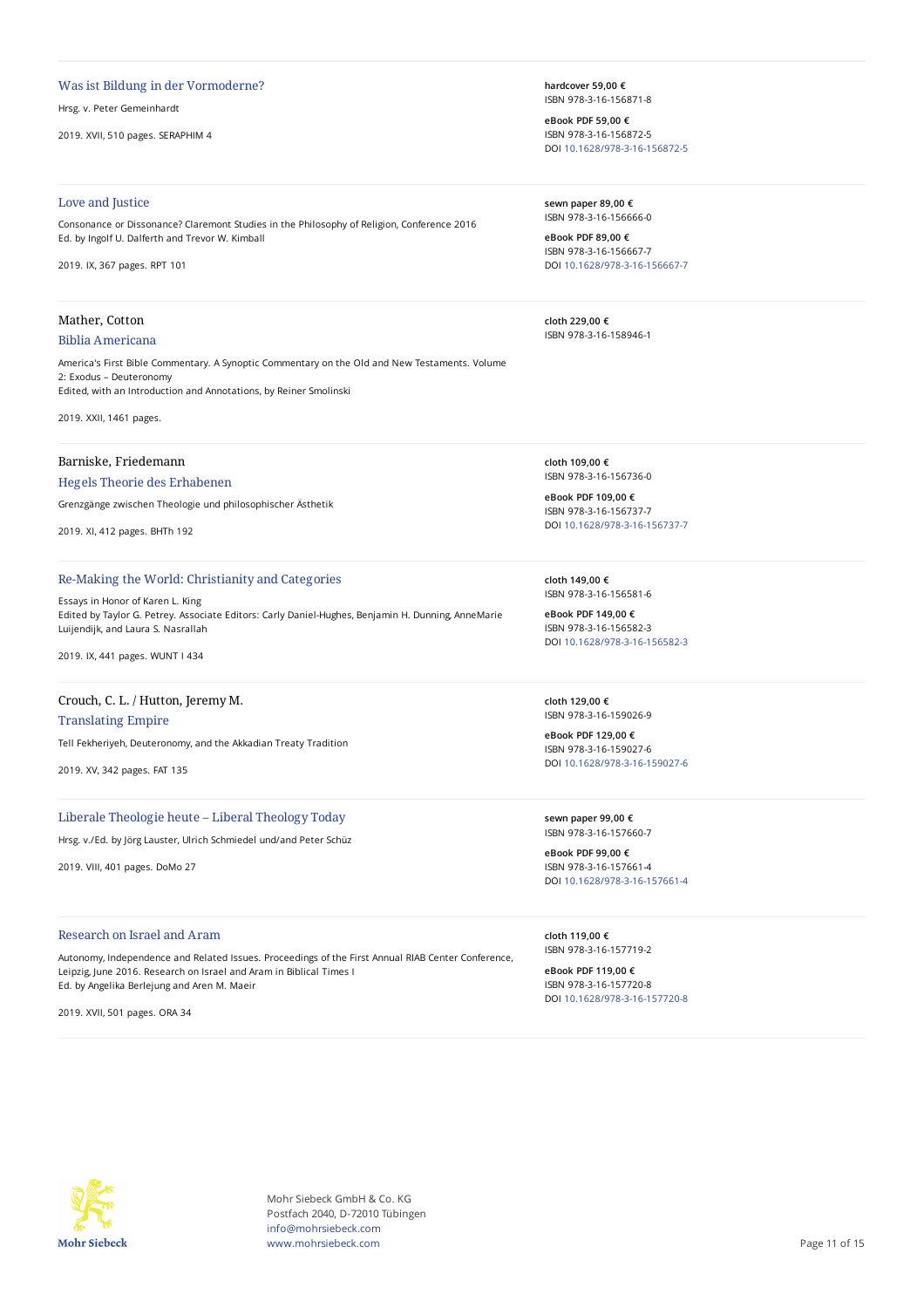## Was ist Bildung in der Vormoderne?

Hrsg. v. Peter Gemeinhardt

2019. XVII, 510 pages. SERAPHIM 4

**hardcover 59,00 €**
ISBN 978-3-16-156871-8

**eBook PDF 59,00 €**
ISBN 978-3-16-156872-5
DOI 10.1628/978-3-16-156872-5

---

## Love and Justice

Consonance or Dissonance? Claremont Studies in the Philosophy of Religion, Conference 2016
Ed. by Ingolf U. Dalferth and Trevor W. Kimball

2019. IX, 367 pages. RPT 101

**sewn paper 89,00 €**
ISBN 978-3-16-156666-0

**eBook PDF 89,00 €**
ISBN 978-3-16-156667-7
DOI 10.1628/978-3-16-156667-7

---

Mather, Cotton

## Biblia Americana

America's First Bible Commentary. A Synoptic Commentary on the Old and New Testaments. Volume 2: Exodus – Deuteronomy
Edited, with an Introduction and Annotations, by Reiner Smolinski

2019. XXII, 1461 pages.

**cloth 229,00 €**
ISBN 978-3-16-158946-1

---

Barniske, Friedemann

## Hegels Theorie des Erhabenen

Grenzgänge zwischen Theologie und philosophischer Ästhetik

2019. XI, 412 pages. BHTh 192

**cloth 109,00 €**
ISBN 978-3-16-156736-0

**eBook PDF 109,00 €**
ISBN 978-3-16-156737-7
DOI 10.1628/978-3-16-156737-7

---

## Re-Making the World: Christianity and Categories

Essays in Honor of Karen L. King
Edited by Taylor G. Petrey. Associate Editors: Carly Daniel-Hughes, Benjamin H. Dunning, AnneMarie Luijendijk, and Laura S. Nasrallah

2019. IX, 441 pages. WUNT I 434

**cloth 149,00 €**
ISBN 978-3-16-156581-6

**eBook PDF 149,00 €**
ISBN 978-3-16-156582-3
DOI 10.1628/978-3-16-156582-3

---

Crouch, C. L. / Hutton, Jeremy M.

## Translating Empire

Tell Fekheriyeh, Deuteronomy, and the Akkadian Treaty Tradition

2019. XV, 342 pages. FAT 135

**cloth 129,00 €**
ISBN 978-3-16-159026-9

**eBook PDF 129,00 €**
ISBN 978-3-16-159027-6
DOI 10.1628/978-3-16-159027-6

---

## Liberale Theologie heute – Liberal Theology Today

Hrsg. v./Ed. by Jörg Lauster, Ulrich Schmiedel und/and Peter Schüz

2019. VIII, 401 pages. DoMo 27

**sewn paper 99,00 €**
ISBN 978-3-16-157660-7

**eBook PDF 99,00 €**
ISBN 978-3-16-157661-4
DOI 10.1628/978-3-16-157661-4

---

## Research on Israel and Aram

Autonomy, Independence and Related Issues. Proceedings of the First Annual RIAB Center Conference, Leipzig, June 2016. Research on Israel and Aram in Biblical Times I
Ed. by Angelika Berlejung and Aren M. Maeir

2019. XVII, 501 pages. ORA 34

**cloth 119,00 €**
ISBN 978-3-16-157719-2

**eBook PDF 119,00 €**
ISBN 978-3-16-157720-8
DOI 10.1628/978-3-16-157720-8

---

Mohr Siebeck GmbH & Co. KG
Postfach 2040, D-72010 Tübingen
info@mohrsiebeck.com
www.mohrsiebeck.com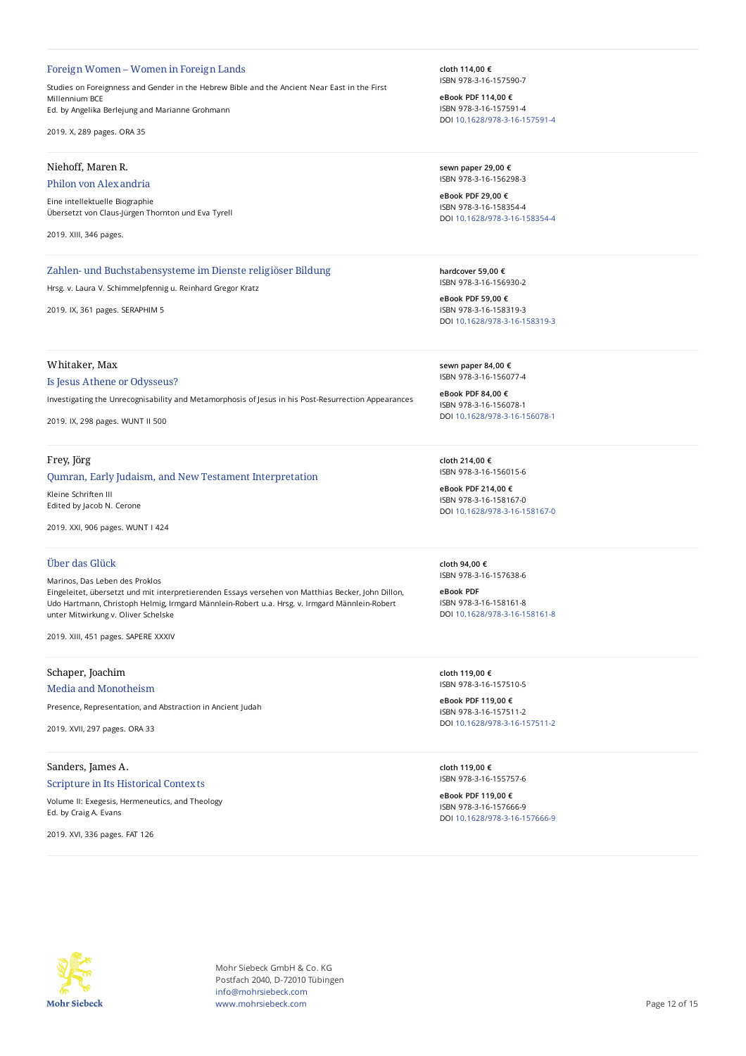### Foreign Women – Women in Foreign Lands

Studies on Foreignness and Gender in the Hebrew Bible and the Ancient Near East in the First Millennium BCE
Ed. by Angelika Berlejung and Marianne Grohmann

2019. X, 289 pages. ORA 35

**cloth 114,00 €**
ISBN 978-3-16-157590-7

**eBook PDF 114,00 €**
ISBN 978-3-16-157591-4
DOI 10.1628/978-3-16-157591-4

---

Niehoff, Maren R.

### Philon von Alexandria

Eine intellektuelle Biographie
Übersetzt von Claus-Jürgen Thornton und Eva Tyrell

2019. XIII, 346 pages.

**sewn paper 29,00 €**
ISBN 978-3-16-156298-3

**eBook PDF 29,00 €**
ISBN 978-3-16-158354-4
DOI 10.1628/978-3-16-158354-4

---

### Zahlen- und Buchstabensysteme im Dienste religiöser Bildung

Hrsg. v. Laura V. Schimmelpfennig u. Reinhard Gregor Kratz

2019. IX, 361 pages. SERAPHIM 5

**hardcover 59,00 €**
ISBN 978-3-16-156930-2

**eBook PDF 59,00 €**
ISBN 978-3-16-158319-3
DOI 10.1628/978-3-16-158319-3

---

Whitaker, Max

### Is Jesus Athene or Odysseus?

Investigating the Unrecognisability and Metamorphosis of Jesus in his Post-Resurrection Appearances

2019. IX, 298 pages. WUNT II 500

**sewn paper 84,00 €**
ISBN 978-3-16-156077-4

**eBook PDF 84,00 €**
ISBN 978-3-16-156078-1
DOI 10.1628/978-3-16-156078-1

---

Frey, Jörg

### Qumran, Early Judaism, and New Testament Interpretation

Kleine Schriften III
Edited by Jacob N. Cerone

2019. XXI, 906 pages. WUNT I 424

**cloth 214,00 €**
ISBN 978-3-16-156015-6

**eBook PDF 214,00 €**
ISBN 978-3-16-158167-0
DOI 10.1628/978-3-16-158167-0

---

### Über das Glück

Marinos, Das Leben des Proklos
Eingeleitet, übersetzt und mit interpretierenden Essays versehen von Matthias Becker, John Dillon, Udo Hartmann, Christoph Helmig, Irmgard Männlein-Robert u.a. Hrsg. v. Irmgard Männlein-Robert unter Mitwirkung v. Oliver Schelske

2019. XIII, 451 pages. SAPERE XXXIV

**cloth 94,00 €**
ISBN 978-3-16-157638-6

**eBook PDF**
ISBN 978-3-16-158161-8
DOI 10.1628/978-3-16-158161-8

---

Schaper, Joachim

### Media and Monotheism

Presence, Representation, and Abstraction in Ancient Judah

2019. XVII, 297 pages. ORA 33

**cloth 119,00 €**
ISBN 978-3-16-157510-5

**eBook PDF 119,00 €**
ISBN 978-3-16-157511-2
DOI 10.1628/978-3-16-157511-2

---

Sanders, James A.

### Scripture in Its Historical Contexts

Volume II: Exegesis, Hermeneutics, and Theology
Ed. by Craig A. Evans

2019. XVI, 336 pages. FAT 126

**cloth 119,00 €**
ISBN 978-3-16-155757-6

**eBook PDF 119,00 €**
ISBN 978-3-16-157666-9
DOI 10.1628/978-3-16-157666-9

---

Mohr Siebeck GmbH & Co. KG
Postfach 2040, D-72010 Tübingen
info@mohrsiebeck.com
www.mohrsiebeck.com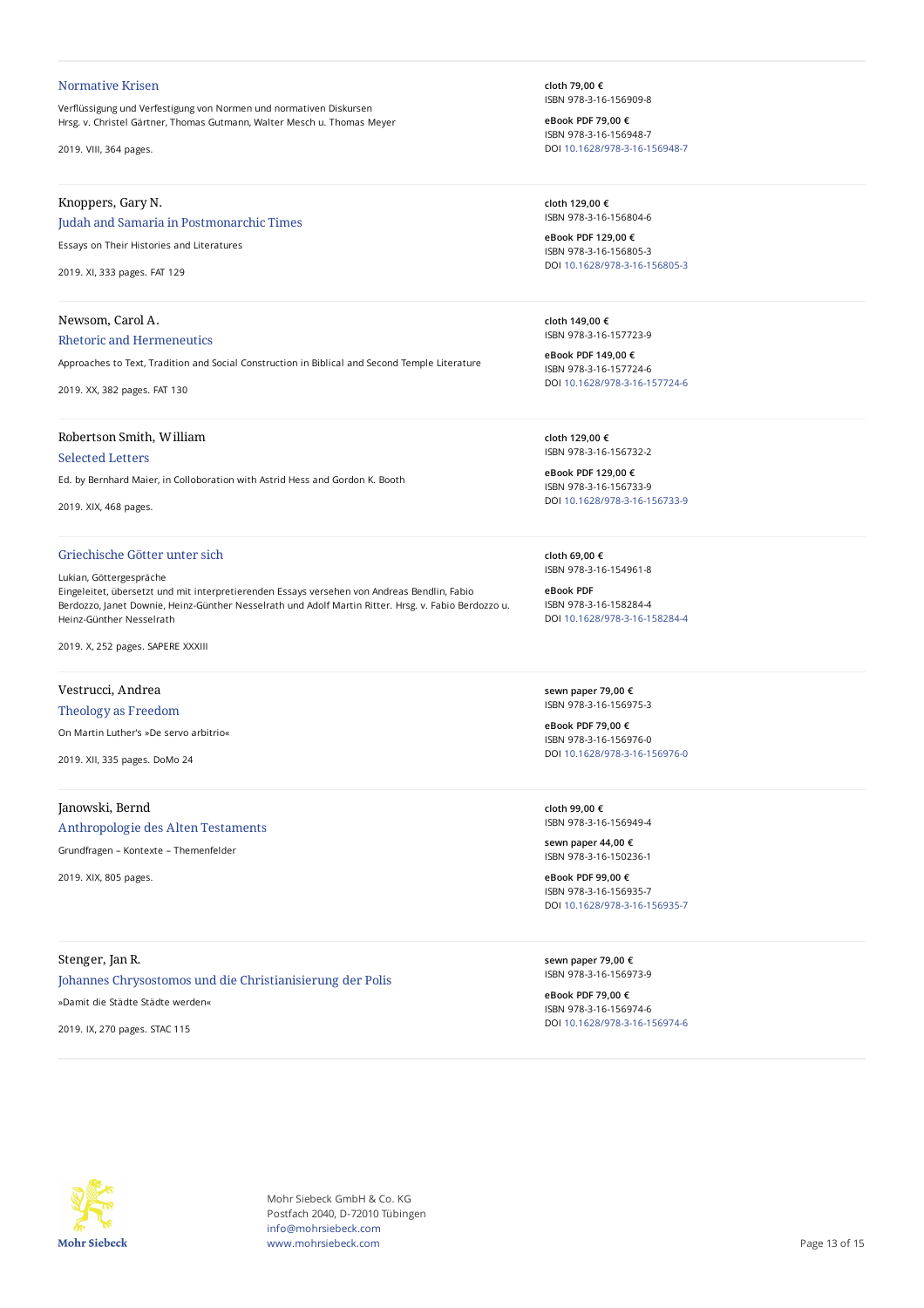## Normative Krisen

Verflüssigung und Verfestigung von Normen und normativen Diskursen
Hrsg. v. Christel Gärtner, Thomas Gutmann, Walter Mesch u. Thomas Meyer

2019. VIII, 364 pages.

**cloth 79,00 €**
ISBN 978-3-16-156909-8

**eBook PDF 79,00 €**
ISBN 978-3-16-156948-7
DOI 10.1628/978-3-16-156948-7

---

Knoppers, Gary N.

## Judah and Samaria in Postmonarchic Times

Essays on Their Histories and Literatures

2019. XI, 333 pages. FAT 129

**cloth 129,00 €**
ISBN 978-3-16-156804-6

**eBook PDF 129,00 €**
ISBN 978-3-16-156805-3
DOI 10.1628/978-3-16-156805-3

---

Newsom, Carol A.

## Rhetoric and Hermeneutics

Approaches to Text, Tradition and Social Construction in Biblical and Second Temple Literature

2019. XX, 382 pages. FAT 130

**cloth 149,00 €**
ISBN 978-3-16-157723-9

**eBook PDF 149,00 €**
ISBN 978-3-16-157724-6
DOI 10.1628/978-3-16-157724-6

---

Robertson Smith, William

## Selected Letters

Ed. by Bernhard Maier, in Colloboration with Astrid Hess and Gordon K. Booth

2019. XIX, 468 pages.

**cloth 129,00 €**
ISBN 978-3-16-156732-2

**eBook PDF 129,00 €**
ISBN 978-3-16-156733-9
DOI 10.1628/978-3-16-156733-9

---

## Griechische Götter unter sich

Lukian, Göttergespräche
Eingeleitet, übersetzt und mit interpretierenden Essays versehen von Andreas Bendlin, Fabio Berdozzo, Janet Downie, Heinz-Günther Nesselrath und Adolf Martin Ritter. Hrsg. v. Fabio Berdozzo u. Heinz-Günther Nesselrath

2019. X, 252 pages. SAPERE XXXIII

**cloth 69,00 €**
ISBN 978-3-16-154961-8

**eBook PDF**
ISBN 978-3-16-158284-4
DOI 10.1628/978-3-16-158284-4

---

Vestrucci, Andrea

## Theology as Freedom

On Martin Luther's »De servo arbitrio«

2019. XII, 335 pages. DoMo 24

**sewn paper 79,00 €**
ISBN 978-3-16-156975-3

**eBook PDF 79,00 €**
ISBN 978-3-16-156976-0
DOI 10.1628/978-3-16-156976-0

---

Janowski, Bernd

## Anthropologie des Alten Testaments

Grundfragen – Kontexte – Themenfelder

2019. XIX, 805 pages.

**cloth 99,00 €**
ISBN 978-3-16-156949-4

**sewn paper 44,00 €**
ISBN 978-3-16-150236-1

**eBook PDF 99,00 €**
ISBN 978-3-16-156935-7
DOI 10.1628/978-3-16-156935-7

---

Stenger, Jan R.

## Johannes Chrysostomos und die Christianisierung der Polis

»Damit die Städte Städte werden«

2019. IX, 270 pages. STAC 115

**sewn paper 79,00 €**
ISBN 978-3-16-156973-9

**eBook PDF 79,00 €**
ISBN 978-3-16-156974-6
DOI 10.1628/978-3-16-156974-6

---

Mohr Siebeck GmbH & Co. KG
Postfach 2040, D-72010 Tübingen
info@mohrsiebeck.com
www.mohrsiebeck.com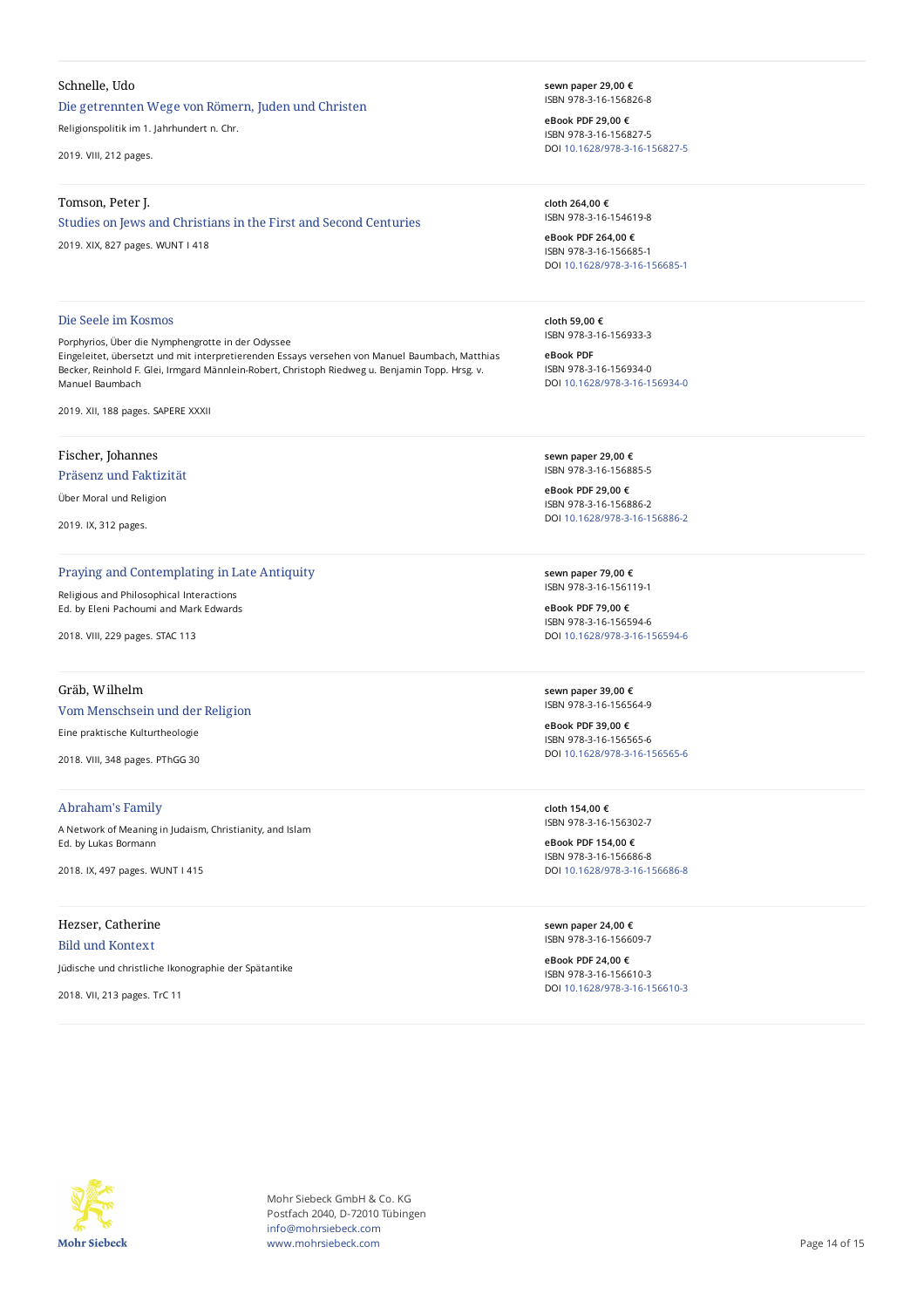Schnelle, Udo

**Die getrennten Wege von Römern, Juden und Christen**

Religionspolitik im 1. Jahrhundert n. Chr.

2019. VIII, 212 pages.

**sewn paper 29,00 €**
ISBN 978-3-16-156826-8

**eBook PDF 29,00 €**
ISBN 978-3-16-156827-5
DOI 10.1628/978-3-16-156827-5

---

Tomson, Peter J.

**Studies on Jews and Christians in the First and Second Centuries**

2019. XIX, 827 pages. WUNT I 418

**cloth 264,00 €**
ISBN 978-3-16-154619-8

**eBook PDF 264,00 €**
ISBN 978-3-16-156685-1
DOI 10.1628/978-3-16-156685-1

---

**Die Seele im Kosmos**

Porphyrios, Über die Nymphengrotte in der Odyssee
Eingeleitet, übersetzt und mit interpretierenden Essays versehen von Manuel Baumbach, Matthias Becker, Reinhold F. Glei, Irmgard Männlein-Robert, Christoph Riedweg u. Benjamin Topp. Hrsg. v. Manuel Baumbach

2019. XII, 188 pages. SAPERE XXXII

**cloth 59,00 €**
ISBN 978-3-16-156933-3

**eBook PDF**
ISBN 978-3-16-156934-0
DOI 10.1628/978-3-16-156934-0

---

Fischer, Johannes

**Präsenz und Faktizität**

Über Moral und Religion

2019. IX, 312 pages.

**sewn paper 29,00 €**
ISBN 978-3-16-156885-5

**eBook PDF 29,00 €**
ISBN 978-3-16-156886-2
DOI 10.1628/978-3-16-156886-2

---

**Praying and Contemplating in Late Antiquity**

Religious and Philosophical Interactions
Ed. by Eleni Pachoumi and Mark Edwards

2018. VIII, 229 pages. STAC 113

**sewn paper 79,00 €**
ISBN 978-3-16-156119-1

**eBook PDF 79,00 €**
ISBN 978-3-16-156594-6
DOI 10.1628/978-3-16-156594-6

---

Gräb, Wilhelm

**Vom Menschsein und der Religion**

Eine praktische Kulturtheologie

2018. VIII, 348 pages. PThGG 30

**sewn paper 39,00 €**
ISBN 978-3-16-156564-9

**eBook PDF 39,00 €**
ISBN 978-3-16-156565-6
DOI 10.1628/978-3-16-156565-6

---

**Abraham's Family**

A Network of Meaning in Judaism, Christianity, and Islam
Ed. by Lukas Bormann

2018. IX, 497 pages. WUNT I 415

**cloth 154,00 €**
ISBN 978-3-16-156302-7

**eBook PDF 154,00 €**
ISBN 978-3-16-156686-8
DOI 10.1628/978-3-16-156686-8

---

Hezser, Catherine

**Bild und Kontext**

Jüdische und christliche Ikonographie der Spätantike

2018. VII, 213 pages. TrC 11

**sewn paper 24,00 €**
ISBN 978-3-16-156609-7

**eBook PDF 24,00 €**
ISBN 978-3-16-156610-3
DOI 10.1628/978-3-16-156610-3

---

Mohr Siebeck GmbH & Co. KG
Postfach 2040, D-72010 Tübingen
info@mohrsiebeck.com
www.mohrsiebeck.com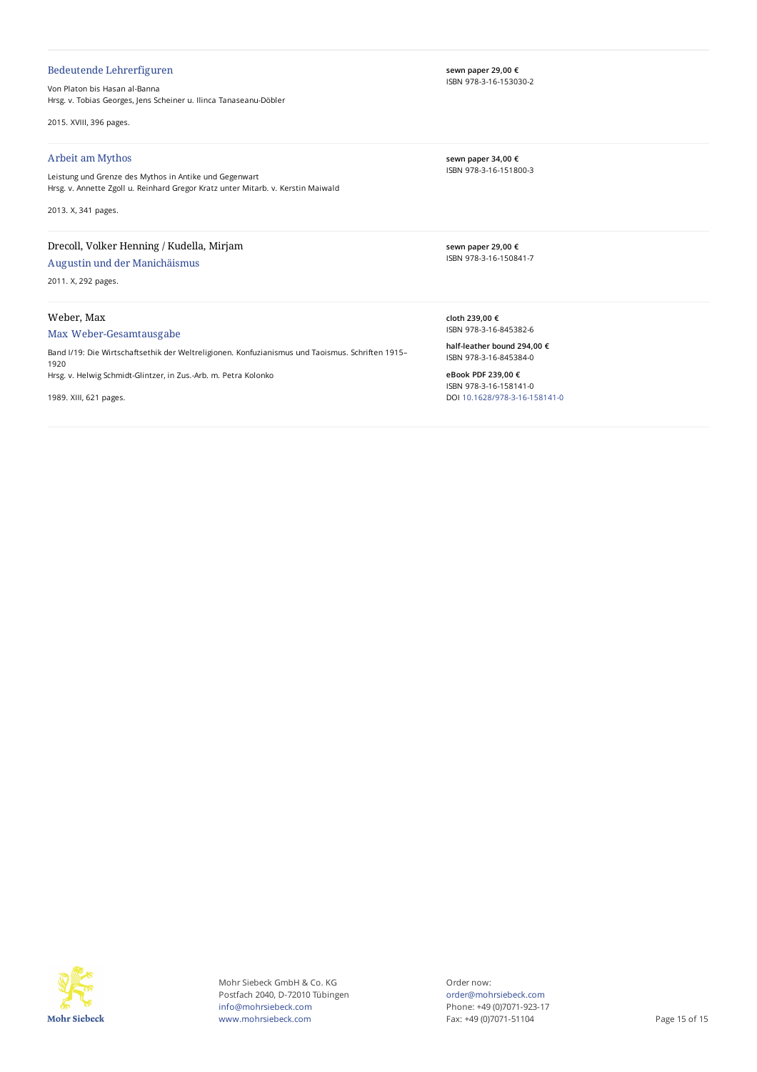### Bedeutende Lehrerfiguren

Von Platon bis Hasan al-Banna
Hrsg. v. Tobias Georges, Jens Scheiner u. Ilinca Tanaseanu-Döbler

2015. XVIII, 396 pages.

**sewn paper 29,00 €**
ISBN 978-3-16-153030-2

---

### Arbeit am Mythos

Leistung und Grenze des Mythos in Antike und Gegenwart
Hrsg. v. Annette Zgoll u. Reinhard Gregor Kratz unter Mitarb. v. Kerstin Maiwald

2013. X, 341 pages.

**sewn paper 34,00 €**
ISBN 978-3-16-151800-3

---

Drecoll, Volker Henning / Kudella, Mirjam

### Augustin und der Manichäismus

2011. X, 292 pages.

**sewn paper 29,00 €**
ISBN 978-3-16-150841-7

---

Weber, Max

### Max Weber-Gesamtausgabe

Band I/19: Die Wirtschaftsethik der Weltreligionen. Konfuzianismus und Taoismus. Schriften 1915–1920
Hrsg. v. Helwig Schmidt-Glintzer, in Zus.-Arb. m. Petra Kolonko

1989. XIII, 621 pages.

**cloth 239,00 €**
ISBN 978-3-16-845382-6

**half-leather bound 294,00 €**
ISBN 978-3-16-845384-0

**eBook PDF 239,00 €**
ISBN 978-3-16-158141-0
DOI 10.1628/978-3-16-158141-0

---

Mohr Siebeck GmbH & Co. KG
Postfach 2040, D-72010 Tübingen
info@mohrsiebeck.com
www.mohrsiebeck.com

Order now:
order@mohrsiebeck.com
Phone: +49 (0)7071-923-17
Fax: +49 (0)7071-51104